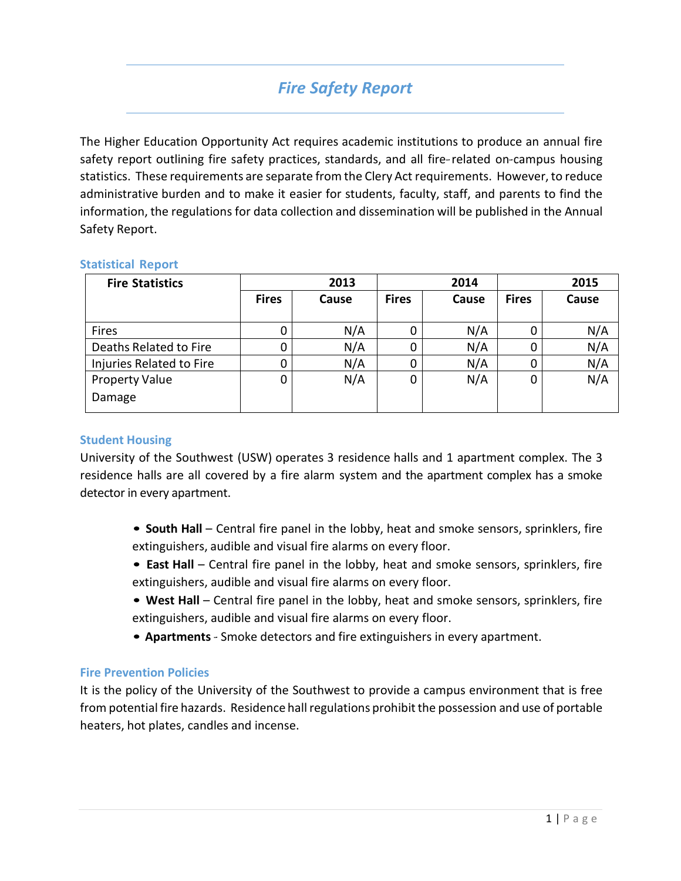# *Fire Safety Report*

The Higher Education Opportunity Act requires academic institutions to produce an annual fire safety report outlining fire safety practices, standards, and all fire-related on-campus housing statistics. These requirements are separate from the Clery Act requirements. However, to reduce administrative burden and to make it easier for students, faculty, staff, and parents to find the information, the regulations for data collection and dissemination will be published in the Annual Safety Report.

## Statistical Report

| Fire Statistics | 2013 | | 2014 | | 2015 | |
|---|---|---|---|---|---|---|
| | Fires | Cause | Fires | Cause | Fires | Cause |
| Fires | 0 | N/A | 0 | N/A | 0 | N/A |
| Deaths Related to Fire | 0 | N/A | 0 | N/A | 0 | N/A |
| Injuries Related to Fire | 0 | N/A | 0 | N/A | 0 | N/A |
| Property Value Damage | 0 | N/A | 0 | N/A | 0 | N/A |

## Student Housing

University of the Southwest (USW) operates 3 residence halls and 1 apartment complex. The 3 residence halls are all covered by a fire alarm system and the apartment complex has a smoke detector in every apartment.

- **South Hall** – Central fire panel in the lobby, heat and smoke sensors, sprinklers, fire extinguishers, audible and visual fire alarms on every floor.
- **East Hall** – Central fire panel in the lobby, heat and smoke sensors, sprinklers, fire extinguishers, audible and visual fire alarms on every floor.
- **West Hall** – Central fire panel in the lobby, heat and smoke sensors, sprinklers, fire extinguishers, audible and visual fire alarms on every floor.
- **Apartments** - Smoke detectors and fire extinguishers in every apartment.

## Fire Prevention Policies

It is the policy of the University of the Southwest to provide a campus environment that is free from potential fire hazards. Residence hall regulations prohibit the possession and use of portable heaters, hot plates, candles and incense.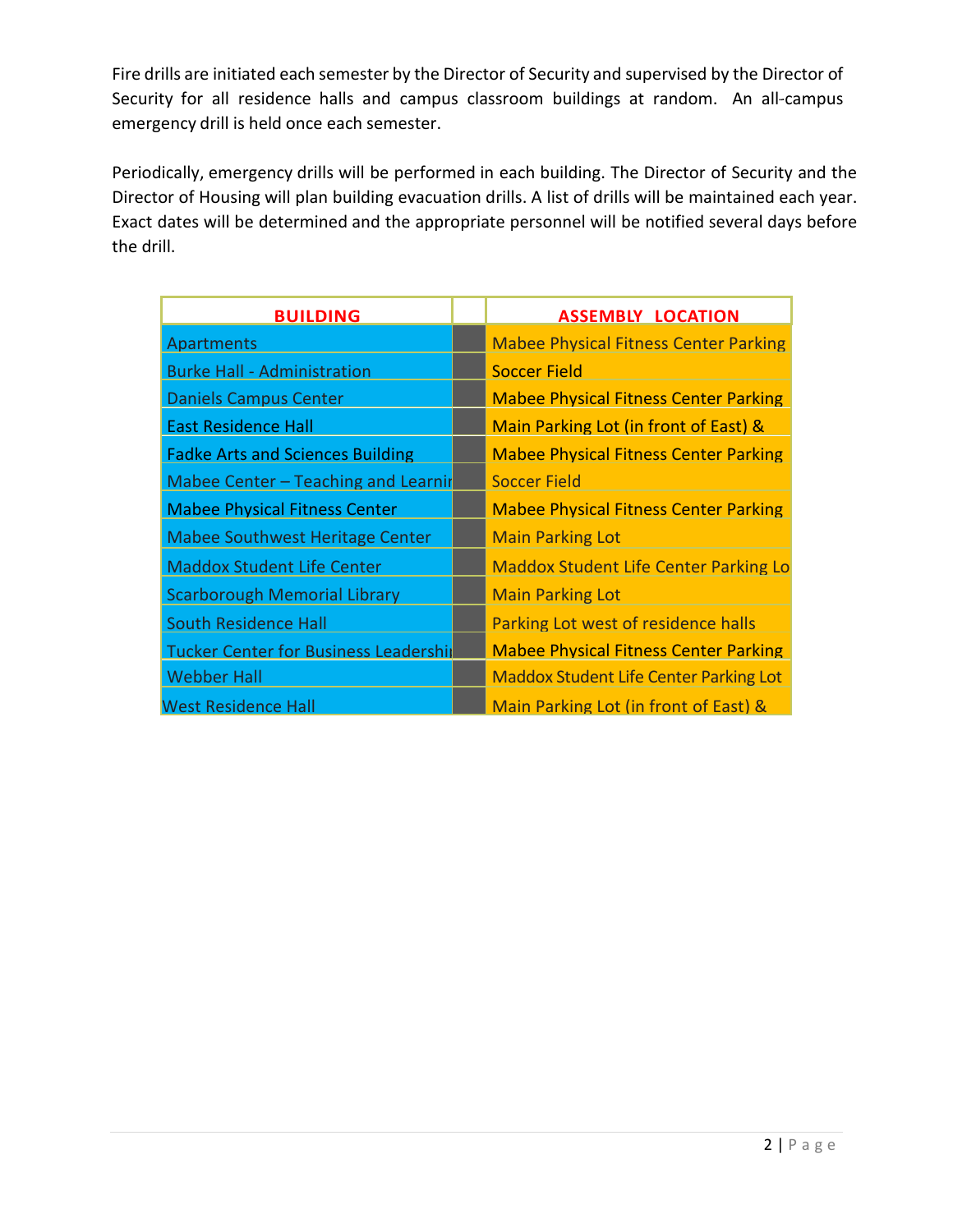Fire drills are initiated each semester by the Director of Security and supervised by the Director of Security for all residence halls and campus classroom buildings at random. An all-campus emergency drill is held once each semester.

Periodically, emergency drills will be performed in each building. The Director of Security and the Director of Housing will plan building evacuation drills. A list of drills will be maintained each year. Exact dates will be determined and the appropriate personnel will be notified several days before the drill.

| BUILDING | | ASSEMBLY LOCATION |
|---|---|---|
| Apartments | | Mabee Physical Fitness Center Parking |
| Burke Hall - Administration | | Soccer Field |
| Daniels Campus Center | | Mabee Physical Fitness Center Parking |
| East Residence Hall | | Main Parking Lot (in front of East) & |
| Fadke Arts and Sciences Building | | Mabee Physical Fitness Center Parking |
| Mabee Center – Teaching and Learnir | | Soccer Field |
| Mabee Physical Fitness Center | | Mabee Physical Fitness Center Parking |
| Mabee Southwest Heritage Center | | Main Parking Lot |
| Maddox Student Life Center | | Maddox Student Life Center Parking Lo |
| Scarborough Memorial Library | | Main Parking Lot |
| South Residence Hall | | Parking Lot west of residence halls |
| Tucker Center for Business Leadershi | | Mabee Physical Fitness Center Parking |
| Webber Hall | | Maddox Student Life Center Parking Lot |
| West Residence Hall | | Main Parking Lot (in front of East) & |